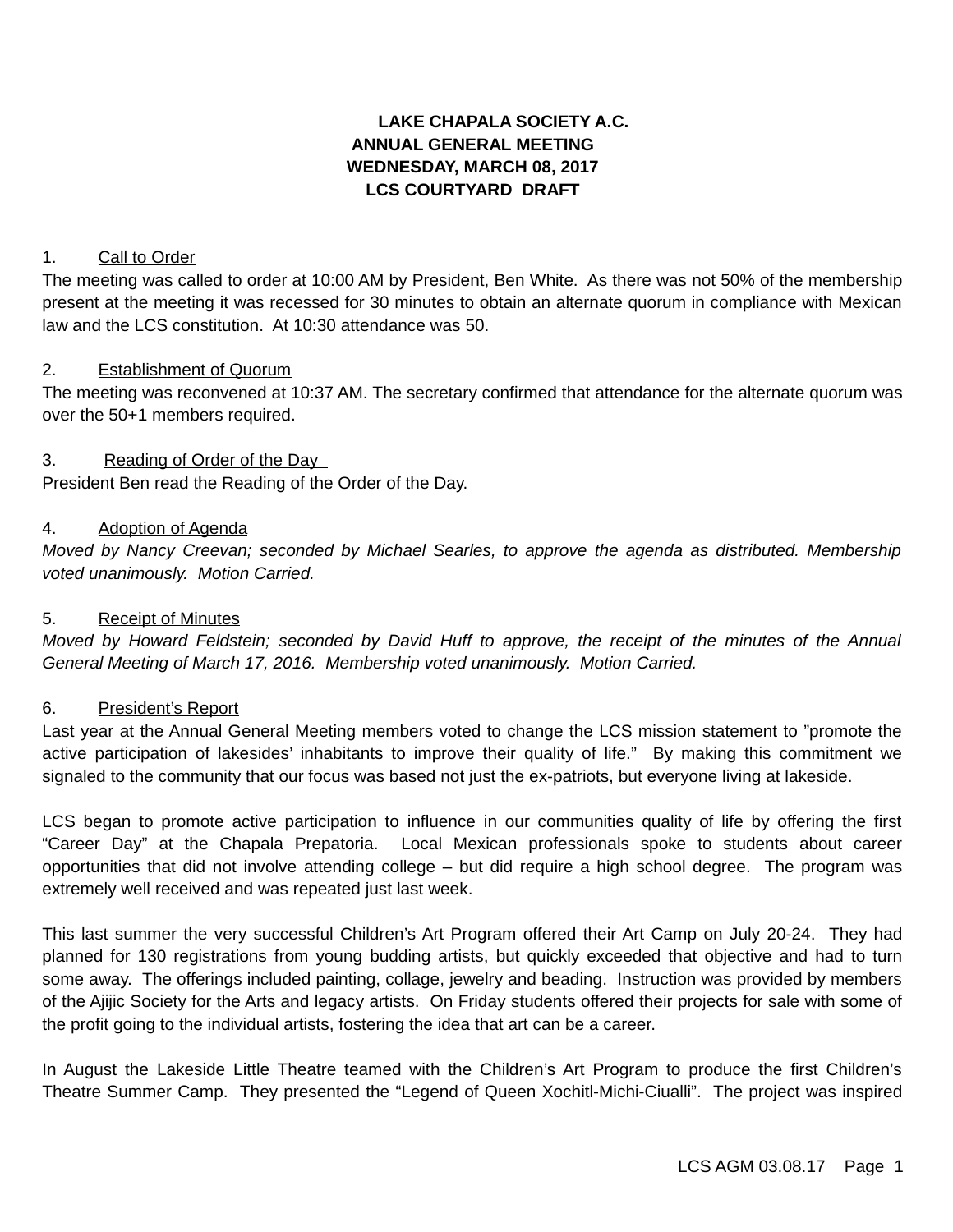# LAKE CHAPALA SOCIETY A.C.
## ANNUAL GENERAL MEETING
## WEDNESDAY, MARCH 08, 2017
## LCS COURTYARD DRAFT

1. Call to Order

The meeting was called to order at 10:00 AM by President, Ben White. As there was not 50% of the membership present at the meeting it was recessed for 30 minutes to obtain an alternate quorum in compliance with Mexican law and the LCS constitution. At 10:30 attendance was 50.

2. Establishment of Quorum

The meeting was reconvened at 10:37 AM. The secretary confirmed that attendance for the alternate quorum was over the 50+1 members required.

3. Reading of Order of the Day

President Ben read the Reading of the Order of the Day.

4. Adoption of Agenda

*Moved by Nancy Creevan; seconded by Michael Searles, to approve the agenda as distributed. Membership voted unanimously. Motion Carried.*

5. Receipt of Minutes

*Moved by Howard Feldstein; seconded by David Huff to approve, the receipt of the minutes of the Annual General Meeting of March 17, 2016. Membership voted unanimously. Motion Carried.*

6. President's Report

Last year at the Annual General Meeting members voted to change the LCS mission statement to "promote the active participation of lakesides' inhabitants to improve their quality of life." By making this commitment we signaled to the community that our focus was based not just the ex-patriots, but everyone living at lakeside.

LCS began to promote active participation to influence in our communities quality of life by offering the first "Career Day" at the Chapala Prepatoria. Local Mexican professionals spoke to students about career opportunities that did not involve attending college – but did require a high school degree. The program was extremely well received and was repeated just last week.

This last summer the very successful Children's Art Program offered their Art Camp on July 20-24. They had planned for 130 registrations from young budding artists, but quickly exceeded that objective and had to turn some away. The offerings included painting, collage, jewelry and beading. Instruction was provided by members of the Ajijic Society for the Arts and legacy artists. On Friday students offered their projects for sale with some of the profit going to the individual artists, fostering the idea that art can be a career.

In August the Lakeside Little Theatre teamed with the Children's Art Program to produce the first Children's Theatre Summer Camp. They presented the "Legend of Queen Xochitl-Michi-Ciualli". The project was inspired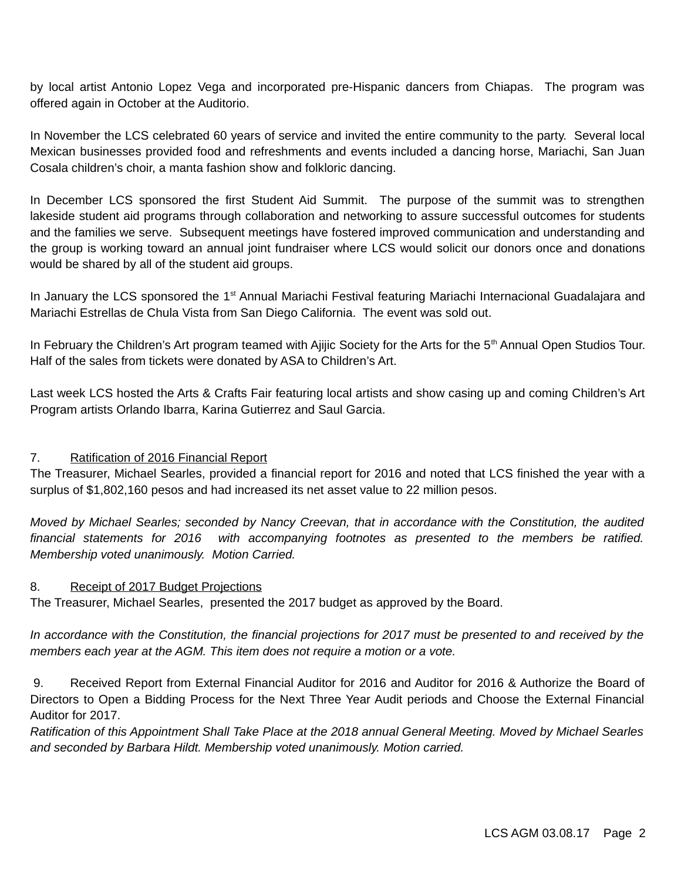by local artist Antonio Lopez Vega and incorporated pre-Hispanic dancers from Chiapas. The program was offered again in October at the Auditorio.

In November the LCS celebrated 60 years of service and invited the entire community to the party. Several local Mexican businesses provided food and refreshments and events included a dancing horse, Mariachi, San Juan Cosala children's choir, a manta fashion show and folkloric dancing.

In December LCS sponsored the first Student Aid Summit. The purpose of the summit was to strengthen lakeside student aid programs through collaboration and networking to assure successful outcomes for students and the families we serve. Subsequent meetings have fostered improved communication and understanding and the group is working toward an annual joint fundraiser where LCS would solicit our donors once and donations would be shared by all of the student aid groups.

In January the LCS sponsored the 1st Annual Mariachi Festival featuring Mariachi Internacional Guadalajara and Mariachi Estrellas de Chula Vista from San Diego California. The event was sold out.

In February the Children's Art program teamed with Ajijic Society for the Arts for the 5th Annual Open Studios Tour. Half of the sales from tickets were donated by ASA to Children's Art.

Last week LCS hosted the Arts & Crafts Fair featuring local artists and show casing up and coming Children's Art Program artists Orlando Ibarra, Karina Gutierrez and Saul Garcia.

7. Ratification of 2016 Financial Report

The Treasurer, Michael Searles, provided a financial report for 2016 and noted that LCS finished the year with a surplus of $1,802,160 pesos and had increased its net asset value to 22 million pesos.

*Moved by Michael Searles; seconded by Nancy Creevan, that in accordance with the Constitution, the audited financial statements for 2016 with accompanying footnotes as presented to the members be ratified. Membership voted unanimously. Motion Carried.*

8. Receipt of 2017 Budget Projections

The Treasurer, Michael Searles, presented the 2017 budget as approved by the Board.

*In accordance with the Constitution, the financial projections for 2017 must be presented to and received by the members each year at the AGM. This item does not require a motion or a vote.*

9. Received Report from External Financial Auditor for 2016 and Auditor for 2016 & Authorize the Board of Directors to Open a Bidding Process for the Next Three Year Audit periods and Choose the External Financial Auditor for 2017.

*Ratification of this Appointment Shall Take Place at the 2018 annual General Meeting. Moved by Michael Searles and seconded by Barbara Hildt. Membership voted unanimously. Motion carried.*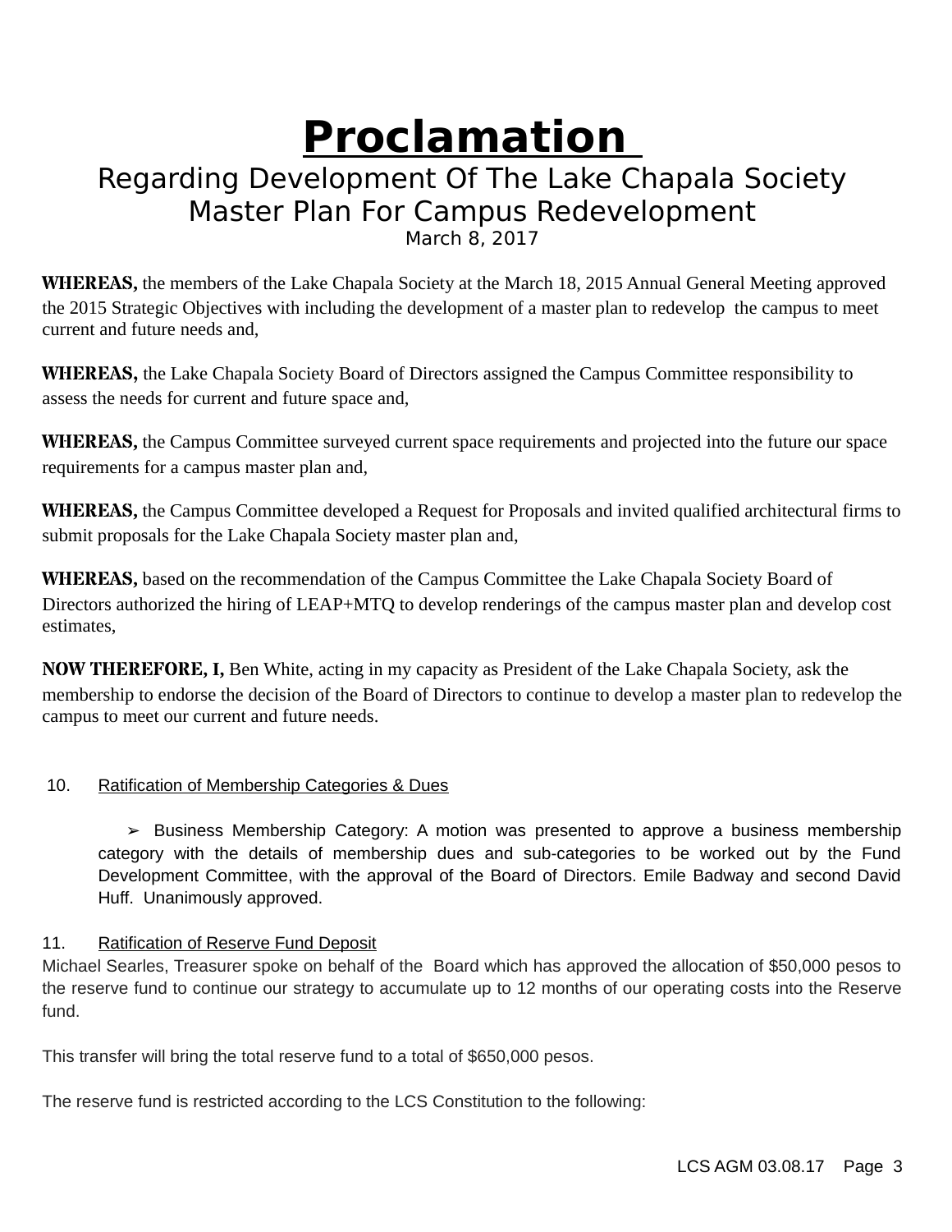# Proclamation

## Regarding Development Of The Lake Chapala Society Master Plan For Campus Redevelopment

March 8, 2017

**WHEREAS,** the members of the Lake Chapala Society at the March 18, 2015 Annual General Meeting approved the 2015 Strategic Objectives with including the development of a master plan to redevelop the campus to meet current and future needs and,

**WHEREAS,** the Lake Chapala Society Board of Directors assigned the Campus Committee responsibility to assess the needs for current and future space and,

**WHEREAS,** the Campus Committee surveyed current space requirements and projected into the future our space requirements for a campus master plan and,

**WHEREAS,** the Campus Committee developed a Request for Proposals and invited qualified architectural firms to submit proposals for the Lake Chapala Society master plan and,

**WHEREAS,** based on the recommendation of the Campus Committee the Lake Chapala Society Board of Directors authorized the hiring of LEAP+MTQ to develop renderings of the campus master plan and develop cost estimates,

**NOW THEREFORE, I,** Ben White, acting in my capacity as President of the Lake Chapala Society, ask the membership to endorse the decision of the Board of Directors to continue to develop a master plan to redevelop the campus to meet our current and future needs.

10. Ratification of Membership Categories & Dues

➢ Business Membership Category: A motion was presented to approve a business membership category with the details of membership dues and sub-categories to be worked out by the Fund Development Committee, with the approval of the Board of Directors. Emile Badway and second David Huff. Unanimously approved.

11. Ratification of Reserve Fund Deposit

Michael Searles, Treasurer spoke on behalf of the Board which has approved the allocation of $50,000 pesos to the reserve fund to continue our strategy to accumulate up to 12 months of our operating costs into the Reserve fund.

This transfer will bring the total reserve fund to a total of $650,000 pesos.

The reserve fund is restricted according to the LCS Constitution to the following: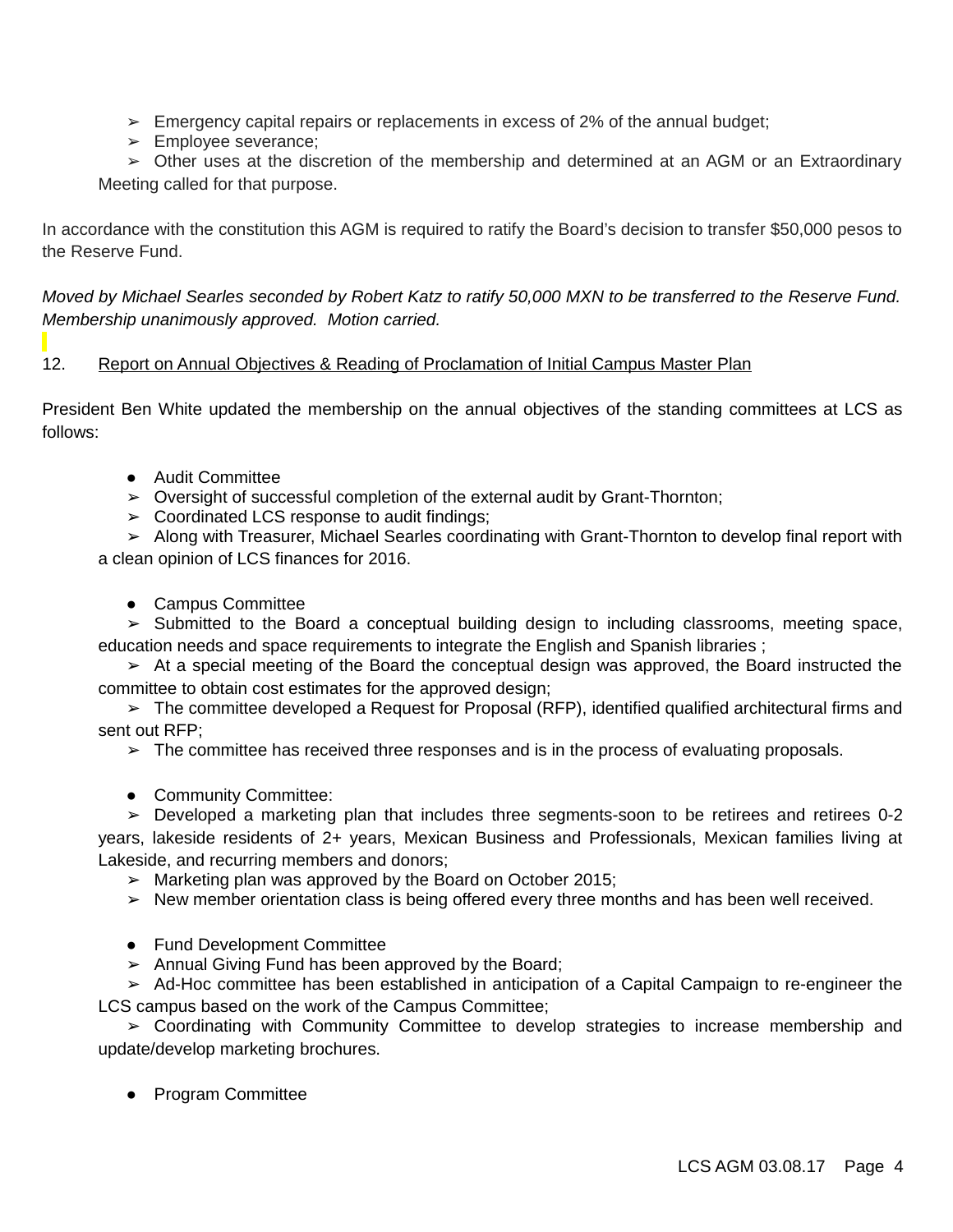- ➢ Emergency capital repairs or replacements in excess of 2% of the annual budget;
- ➢ Employee severance;
- ➢ Other uses at the discretion of the membership and determined at an AGM or an Extraordinary Meeting called for that purpose.

In accordance with the constitution this AGM is required to ratify the Board's decision to transfer $50,000 pesos to the Reserve Fund.

*Moved by Michael Searles seconded by Robert Katz to ratify 50,000 MXN to be transferred to the Reserve Fund. Membership unanimously approved. Motion carried.*

12. <u>Report on Annual Objectives & Reading of Proclamation of Initial Campus Master Plan</u>

President Ben White updated the membership on the annual objectives of the standing committees at LCS as follows:

- Audit Committee
  - ➢ Oversight of successful completion of the external audit by Grant-Thornton;
  - ➢ Coordinated LCS response to audit findings;
  - ➢ Along with Treasurer, Michael Searles coordinating with Grant-Thornton to develop final report with a clean opinion of LCS finances for 2016.

- Campus Committee
  - ➢ Submitted to the Board a conceptual building design to including classrooms, meeting space, education needs and space requirements to integrate the English and Spanish libraries ;
  - ➢ At a special meeting of the Board the conceptual design was approved, the Board instructed the committee to obtain cost estimates for the approved design;
  - ➢ The committee developed a Request for Proposal (RFP), identified qualified architectural firms and sent out RFP;
  - ➢ The committee has received three responses and is in the process of evaluating proposals.

- Community Committee:
  - ➢ Developed a marketing plan that includes three segments-soon to be retirees and retirees 0-2 years, lakeside residents of 2+ years, Mexican Business and Professionals, Mexican families living at Lakeside, and recurring members and donors;
  - ➢ Marketing plan was approved by the Board on October 2015;
  - ➢ New member orientation class is being offered every three months and has been well received.

- Fund Development Committee
  - ➢ Annual Giving Fund has been approved by the Board;
  - ➢ Ad-Hoc committee has been established in anticipation of a Capital Campaign to re-engineer the LCS campus based on the work of the Campus Committee;
  - ➢ Coordinating with Community Committee to develop strategies to increase membership and update/develop marketing brochures.

- Program Committee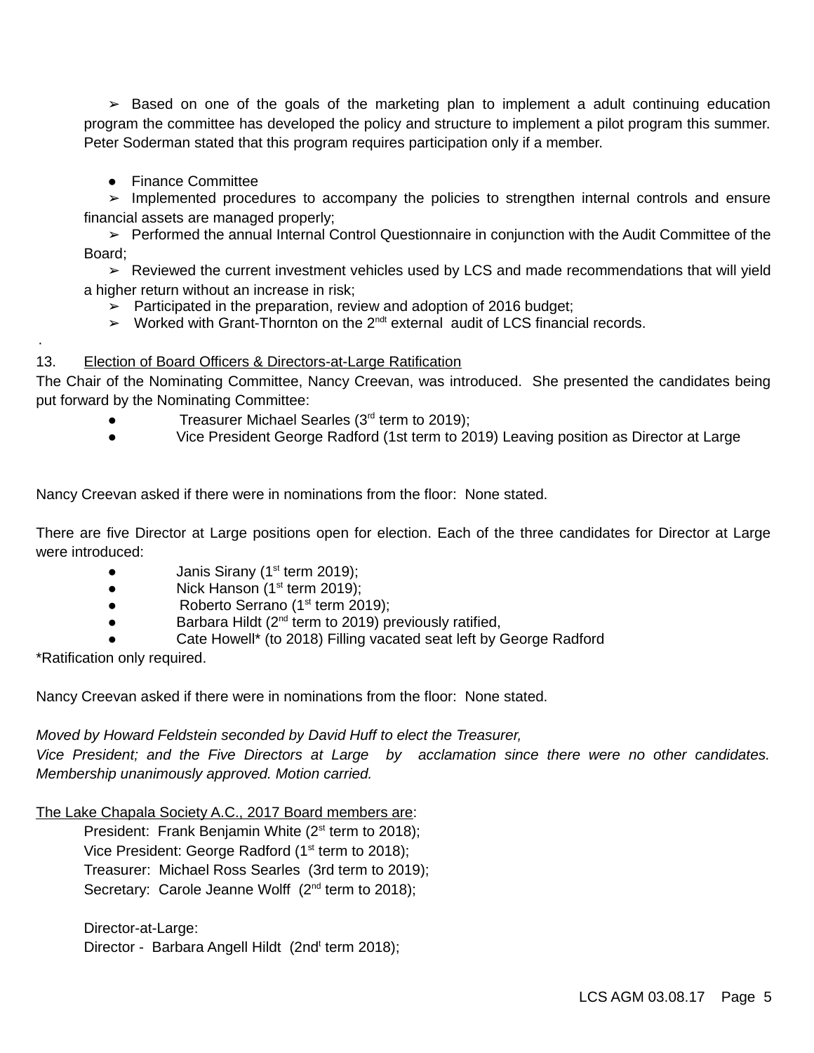➢ Based on one of the goals of the marketing plan to implement a adult continuing education program the committee has developed the policy and structure to implement a pilot program this summer. Peter Soderman stated that this program requires participation only if a member.

- Finance Committee
  - ➢ Implemented procedures to accompany the policies to strengthen internal controls and ensure financial assets are managed properly;
  - ➢ Performed the annual Internal Control Questionnaire in conjunction with the Audit Committee of the Board;
  - ➢ Reviewed the current investment vehicles used by LCS and made recommendations that will yield a higher return without an increase in risk;
  - ➢ Participated in the preparation, review and adoption of 2016 budget;
  - ➢ Worked with Grant-Thornton on the 2ndt external audit of LCS financial records.

.

13. Election of Board Officers & Directors-at-Large Ratification

The Chair of the Nominating Committee, Nancy Creevan, was introduced. She presented the candidates being put forward by the Nominating Committee:

- Treasurer Michael Searles (3rd term to 2019);
- Vice President George Radford (1st term to 2019) Leaving position as Director at Large

Nancy Creevan asked if there were in nominations from the floor: None stated.

There are five Director at Large positions open for election. Each of the three candidates for Director at Large were introduced:

- Janis Sirany (1st term 2019);
- Nick Hanson (1st term 2019);
- Roberto Serrano (1st term 2019);
- Barbara Hildt (2nd term to 2019) previously ratified,
- Cate Howell* (to 2018) Filling vacated seat left by George Radford

*Ratification only required.

Nancy Creevan asked if there were in nominations from the floor: None stated.

*Moved by Howard Feldstein seconded by David Huff to elect the Treasurer, Vice President; and the Five Directors at Large by acclamation since there were no other candidates. Membership unanimously approved. Motion carried.*

The Lake Chapala Society A.C., 2017 Board members are:

President: Frank Benjamin White (2st term to 2018);
Vice President: George Radford (1st term to 2018);
Treasurer: Michael Ross Searles (3rd term to 2019);
Secretary: Carole Jeanne Wolff (2nd term to 2018);

Director-at-Large:
Director - Barbara Angell Hildt (2ndt term 2018);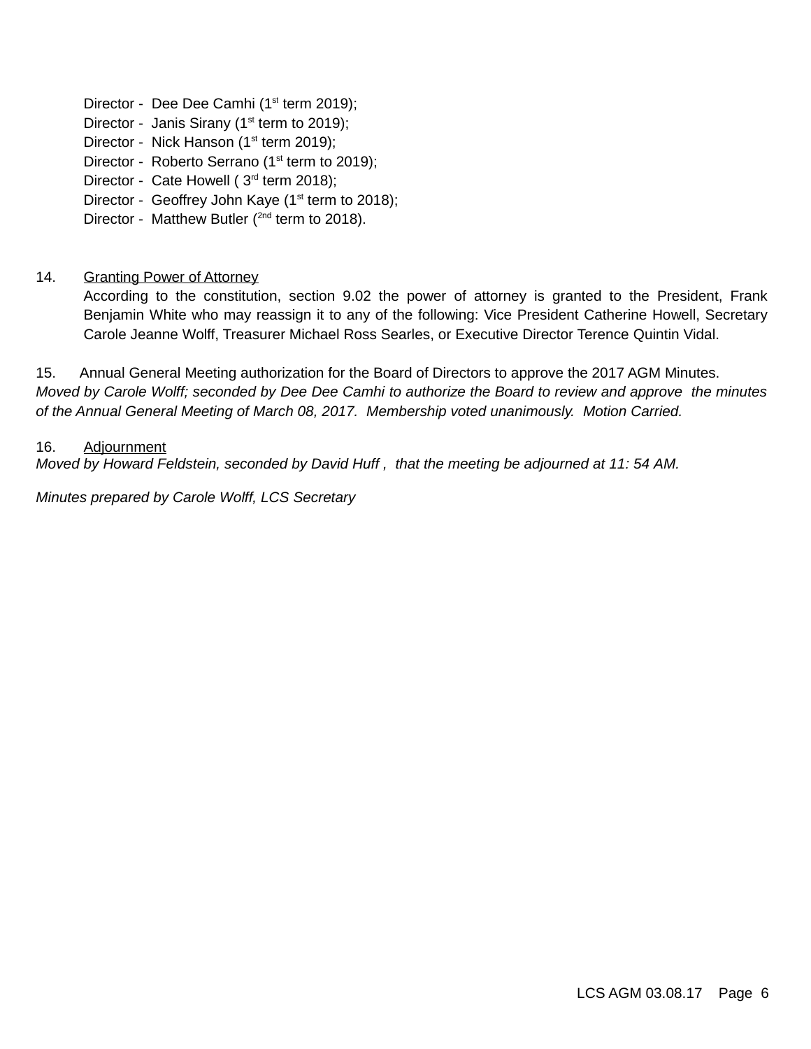Director - Dee Dee Camhi (1st term 2019);
Director - Janis Sirany (1st term to 2019);
Director - Nick Hanson (1st term 2019);
Director - Roberto Serrano (1st term to 2019);
Director - Cate Howell ( 3rd term 2018);
Director - Geoffrey John Kaye (1st term to 2018);
Director - Matthew Butler (2nd term to 2018).

14. Granting Power of Attorney

According to the constitution, section 9.02 the power of attorney is granted to the President, Frank Benjamin White who may reassign it to any of the following: Vice President Catherine Howell, Secretary Carole Jeanne Wolff, Treasurer Michael Ross Searles, or Executive Director Terence Quintin Vidal.

15. Annual General Meeting authorization for the Board of Directors to approve the 2017 AGM Minutes.

*Moved by Carole Wolff; seconded by Dee Dee Camhi to authorize the Board to review and approve the minutes of the Annual General Meeting of March 08, 2017. Membership voted unanimously. Motion Carried.*

16. Adjournment

*Moved by Howard Feldstein, seconded by David Huff , that the meeting be adjourned at 11: 54 AM.*

*Minutes prepared by Carole Wolff, LCS Secretary*